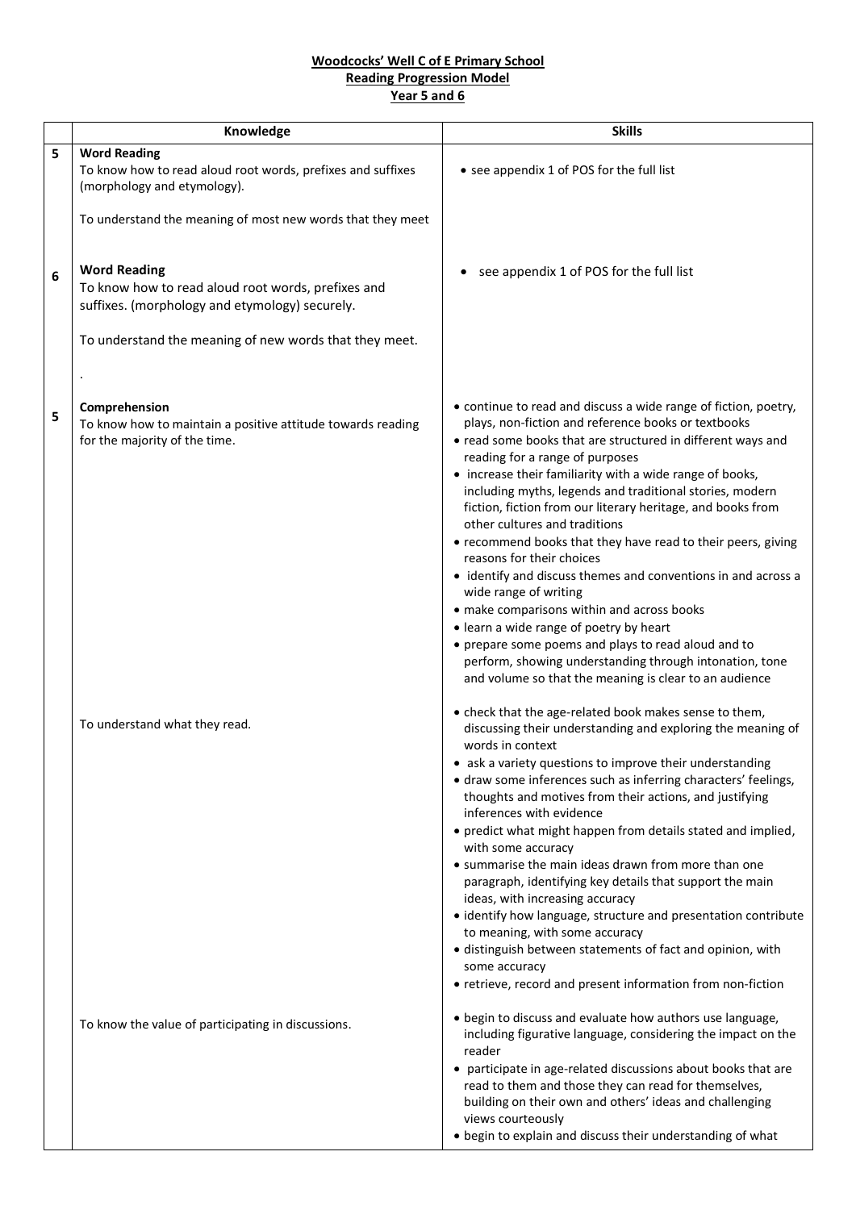**Woodcocks' Well C of E Primary School**
**Reading Progression Model**
**Year 5 and 6**

| | Knowledge | Skills |
|---|---|---|
| 5 | **Word Reading**<br>To know how to read aloud root words, prefixes and suffixes (morphology and etymology).<br><br>To understand the meaning of most new words that they meet | • see appendix 1 of POS for the full list |
| 6 | **Word Reading**<br>To know how to read aloud root words, prefixes and suffixes. (morphology and etymology) securely.<br><br>To understand the meaning of new words that they meet.<br><br>. | • see appendix 1 of POS for the full list |
| 5 | **Comprehension**<br>To know how to maintain a positive attitude towards reading for the majority of the time. | • continue to read and discuss a wide range of fiction, poetry, plays, non-fiction and reference books or textbooks<br>• read some books that are structured in different ways and reading for a range of purposes<br>• increase their familiarity with a wide range of books, including myths, legends and traditional stories, modern fiction, fiction from our literary heritage, and books from other cultures and traditions<br>• recommend books that they have read to their peers, giving reasons for their choices<br>• identify and discuss themes and conventions in and across a wide range of writing<br>• make comparisons within and across books<br>• learn a wide range of poetry by heart<br>• prepare some poems and plays to read aloud and to perform, showing understanding through intonation, tone and volume so that the meaning is clear to an audience |
| | To understand what they read. | • check that the age-related book makes sense to them, discussing their understanding and exploring the meaning of words in context<br>• ask a variety questions to improve their understanding<br>• draw some inferences such as inferring characters' feelings, thoughts and motives from their actions, and justifying inferences with evidence<br>• predict what might happen from details stated and implied, with some accuracy<br>• summarise the main ideas drawn from more than one paragraph, identifying key details that support the main ideas, with increasing accuracy<br>• identify how language, structure and presentation contribute to meaning, with some accuracy<br>• distinguish between statements of fact and opinion, with some accuracy<br>• retrieve, record and present information from non-fiction |
| | To know the value of participating in discussions. | • begin to discuss and evaluate how authors use language, including figurative language, considering the impact on the reader<br>• participate in age-related discussions about books that are read to them and those they can read for themselves, building on their own and others' ideas and challenging views courteously<br>• begin to explain and discuss their understanding of what |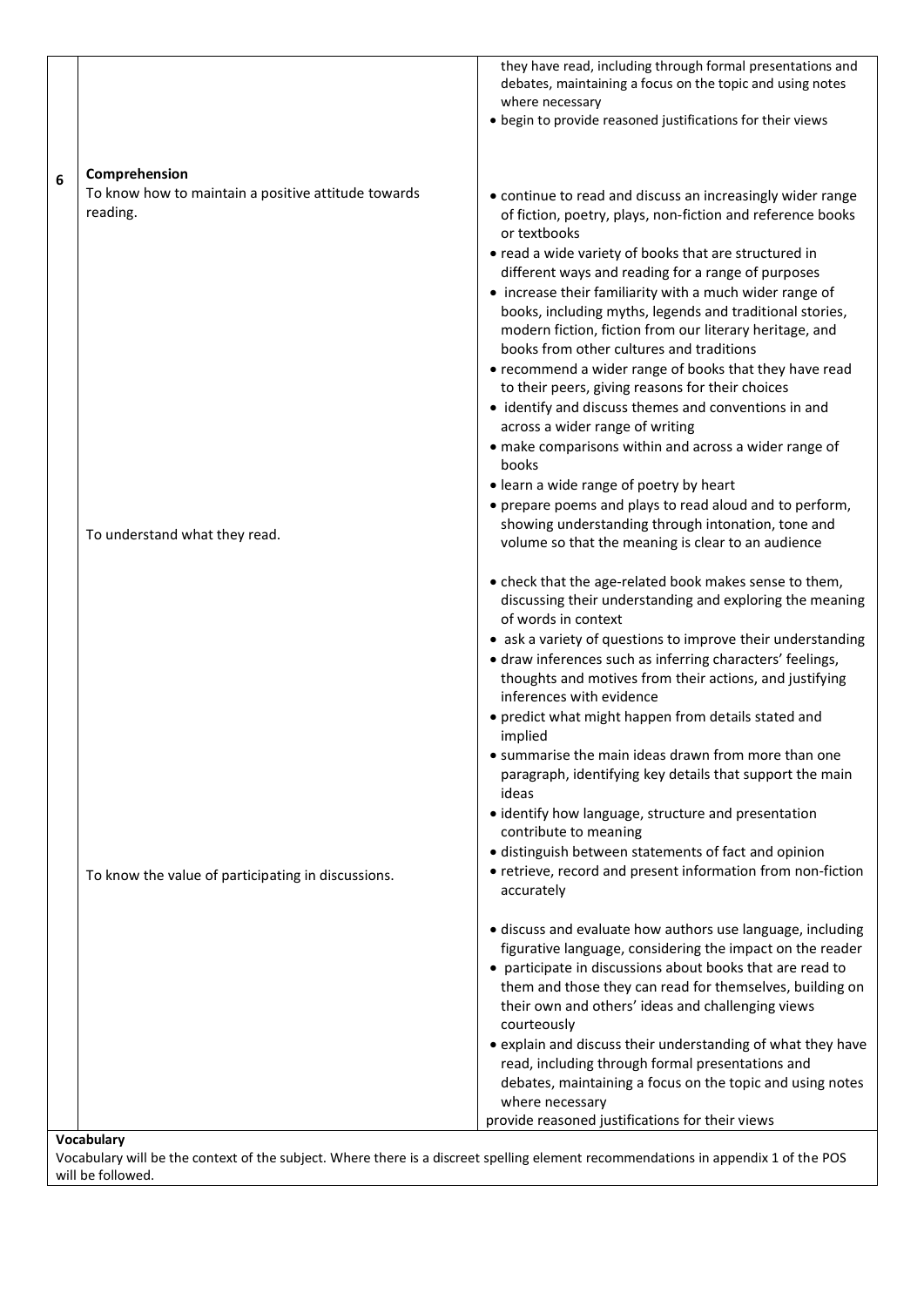| | | |
|---|---|---|
| | | they have read, including through formal presentations and debates, maintaining a focus on the topic and using notes where necessary<br>• begin to provide reasoned justifications for their views |
| 6 | **Comprehension**<br>To know how to maintain a positive attitude towards reading. | • continue to read and discuss an increasingly wider range of fiction, poetry, plays, non-fiction and reference books or textbooks<br>• read a wide variety of books that are structured in different ways and reading for a range of purposes<br>• increase their familiarity with a much wider range of books, including myths, legends and traditional stories, modern fiction, fiction from our literary heritage, and books from other cultures and traditions<br>• recommend a wider range of books that they have read to their peers, giving reasons for their choices<br>• identify and discuss themes and conventions in and across a wider range of writing<br>• make comparisons within and across a wider range of books<br>• learn a wide range of poetry by heart<br>• prepare poems and plays to read aloud and to perform, showing understanding through intonation, tone and volume so that the meaning is clear to an audience |
| | To understand what they read. | • check that the age-related book makes sense to them, discussing their understanding and exploring the meaning of words in context<br>• ask a variety of questions to improve their understanding<br>• draw inferences such as inferring characters' feelings, thoughts and motives from their actions, and justifying inferences with evidence<br>• predict what might happen from details stated and implied<br>• summarise the main ideas drawn from more than one paragraph, identifying key details that support the main ideas<br>• identify how language, structure and presentation contribute to meaning<br>• distinguish between statements of fact and opinion<br>• retrieve, record and present information from non-fiction accurately |
| | To know the value of participating in discussions. | • discuss and evaluate how authors use language, including figurative language, considering the impact on the reader<br>• participate in discussions about books that are read to them and those they can read for themselves, building on their own and others' ideas and challenging views courteously<br>• explain and discuss their understanding of what they have read, including through formal presentations and debates, maintaining a focus on the topic and using notes where necessary<br>provide reasoned justifications for their views |

**Vocabulary**

Vocabulary will be the context of the subject. Where there is a discreet spelling element recommendations in appendix 1 of the POS will be followed.